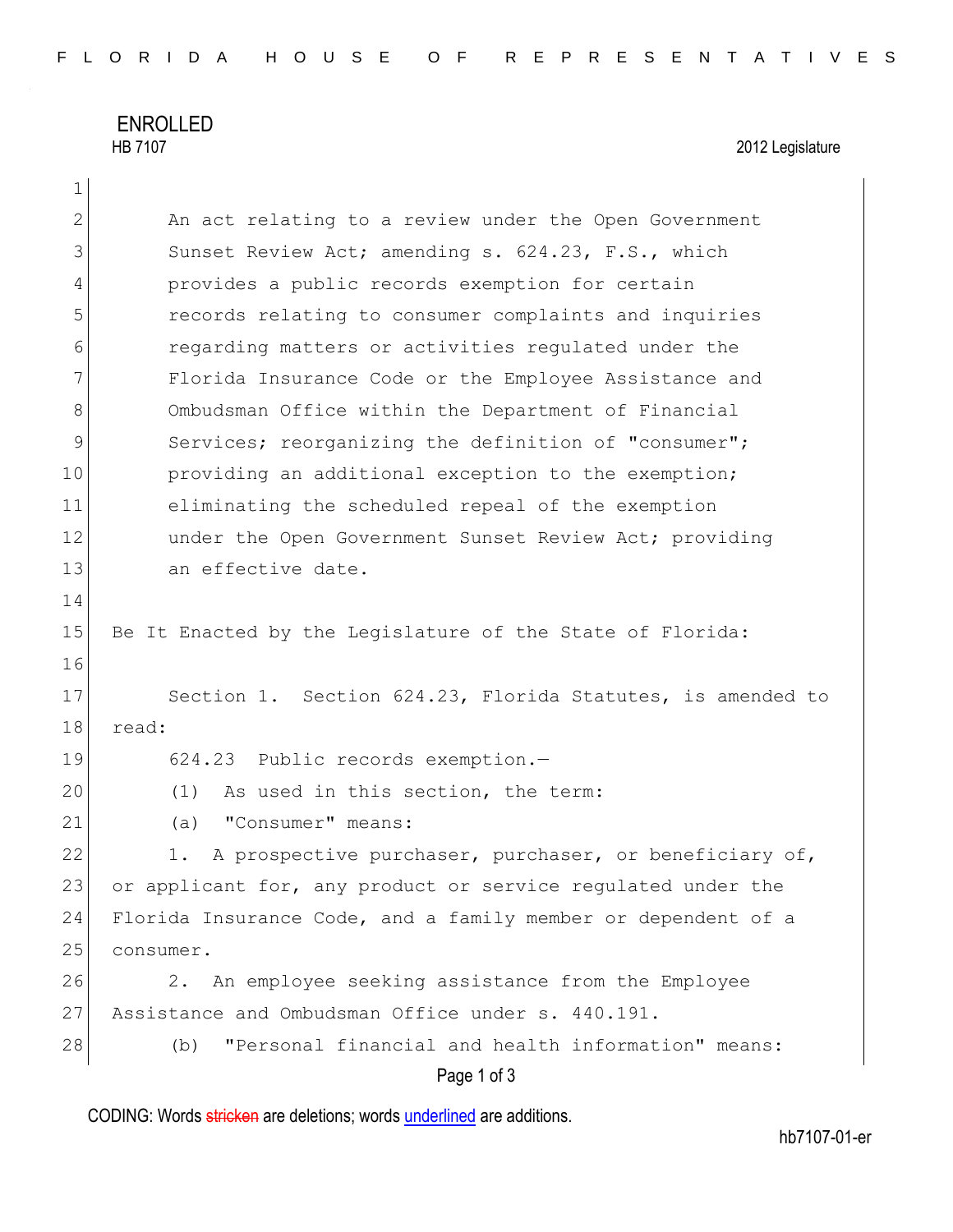ENROLLED

HB 7107 2012 Legislature

An act relating to a review under the Open Government Sunset Review Act; amending s. 624.23, F.S., which provides a public records exemption for certain records relating to consumer complaints and inquiries regarding matters or activities regulated under the Florida Insurance Code or the Employee Assistance and Ombudsman Office within the Department of Financial Services; reorganizing the definition of "consumer"; providing an additional exception to the exemption; eliminating the scheduled repeal of the exemption under the Open Government Sunset Review Act; providing an effective date.

Be It Enacted by the Legislature of the State of Florida:

Section 1. Section 624.23, Florida Statutes, is amended to read:

624.23 Public records exemption.—

(1) As used in this section, the term:

(a) "Consumer" means:

1. A prospective purchaser, purchaser, or beneficiary of, or applicant for, any product or service regulated under the Florida Insurance Code, and a family member or dependent of a consumer.

2. An employee seeking assistance from the Employee Assistance and Ombudsman Office under s. 440.191.

(b) "Personal financial and health information" means:

CODING: Words stricken are deletions; words underlined are additions.

hb7107-01-er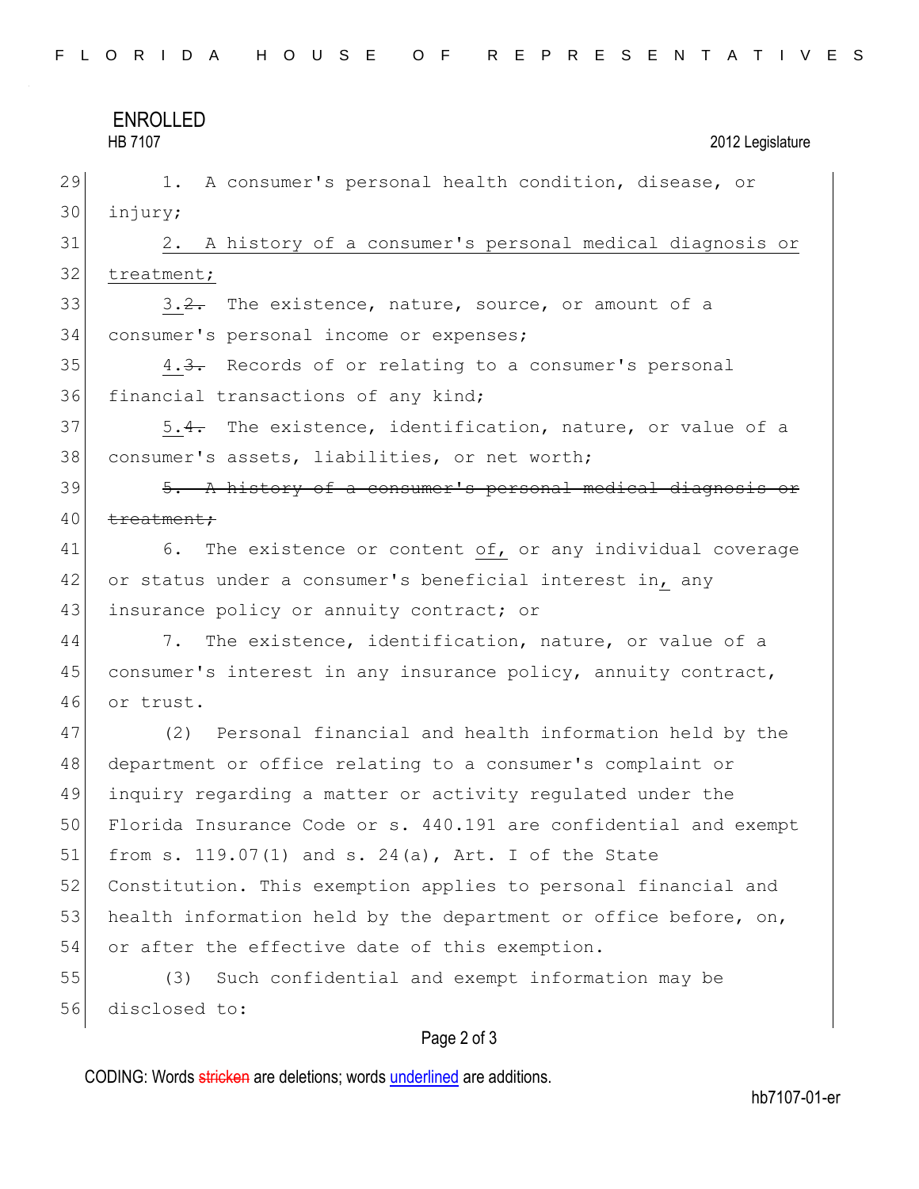1. A consumer's personal health condition, disease, or injury;

<u>2. A history of a consumer's personal medical diagnosis or treatment;</u>

<u>3.</u>~~2.~~ The existence, nature, source, or amount of a consumer's personal income or expenses;

<u>4.</u>~~3.~~ Records of or relating to a consumer's personal financial transactions of any kind;

<u>5.</u>~~4.~~ The existence, identification, nature, or value of a consumer's assets, liabilities, or net worth;

~~5. A history of a consumer's personal medical diagnosis or treatment;~~

6. The existence or content <u>of,</u> or any individual coverage or status under a consumer's beneficial interest in<u>,</u> any insurance policy or annuity contract; or

7. The existence, identification, nature, or value of a consumer's interest in any insurance policy, annuity contract, or trust.

(2) Personal financial and health information held by the department or office relating to a consumer's complaint or inquiry regarding a matter or activity regulated under the Florida Insurance Code or s. 440.191 are confidential and exempt from s. 119.07(1) and s. 24(a), Art. I of the State Constitution. This exemption applies to personal financial and health information held by the department or office before, on, or after the effective date of this exemption.

(3) Such confidential and exempt information may be disclosed to: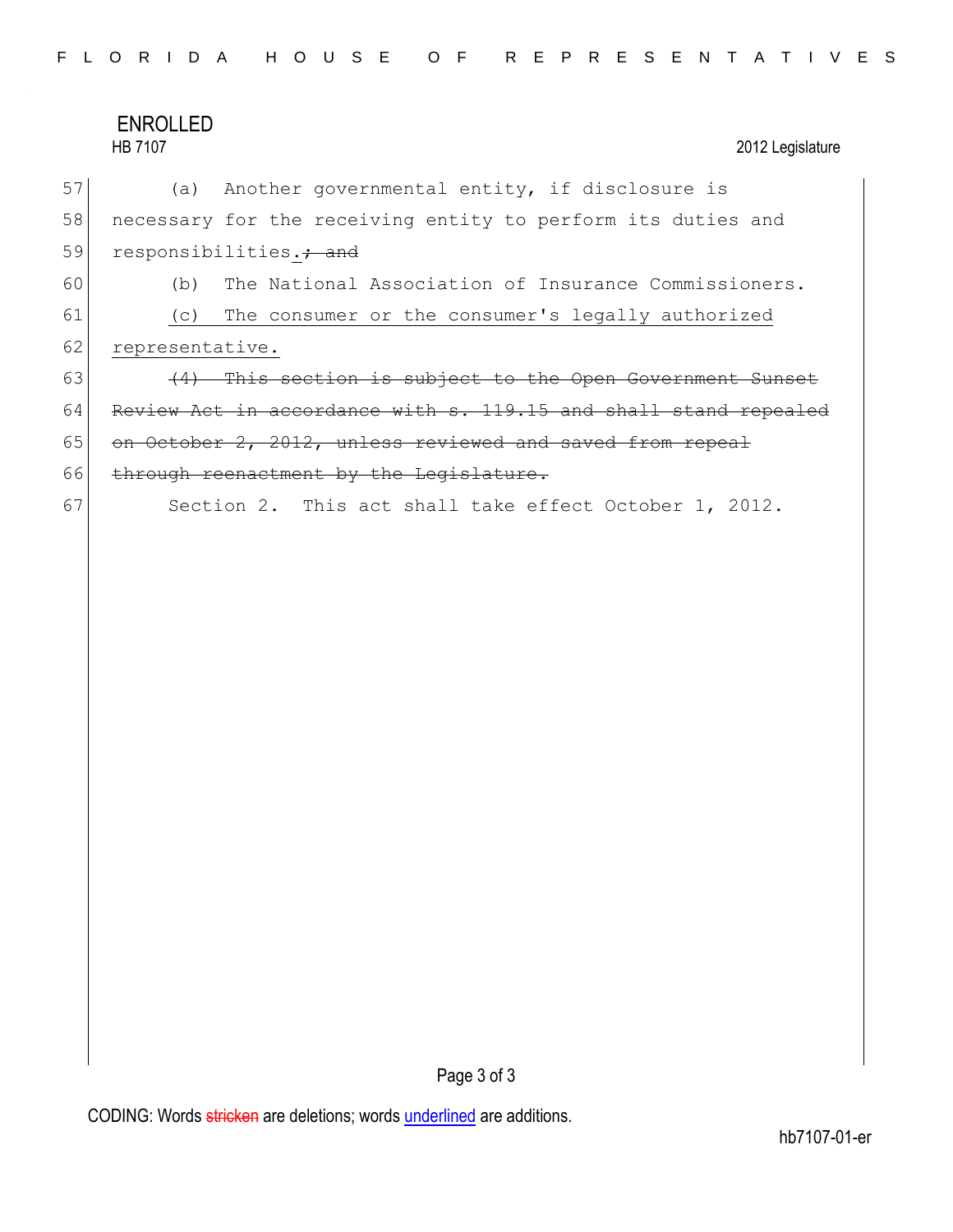(a) Another governmental entity, if disclosure is necessary for the receiving entity to perform its duties and responsibilities.~~; and~~

(b) The National Association of Insurance Commissioners.

<u>(c) The consumer or the consumer's legally authorized representative.</u>

~~(4) This section is subject to the Open Government Sunset Review Act in accordance with s. 119.15 and shall stand repealed on October 2, 2012, unless reviewed and saved from repeal through reenactment by the Legislature.~~

Section 2. This act shall take effect October 1, 2012.